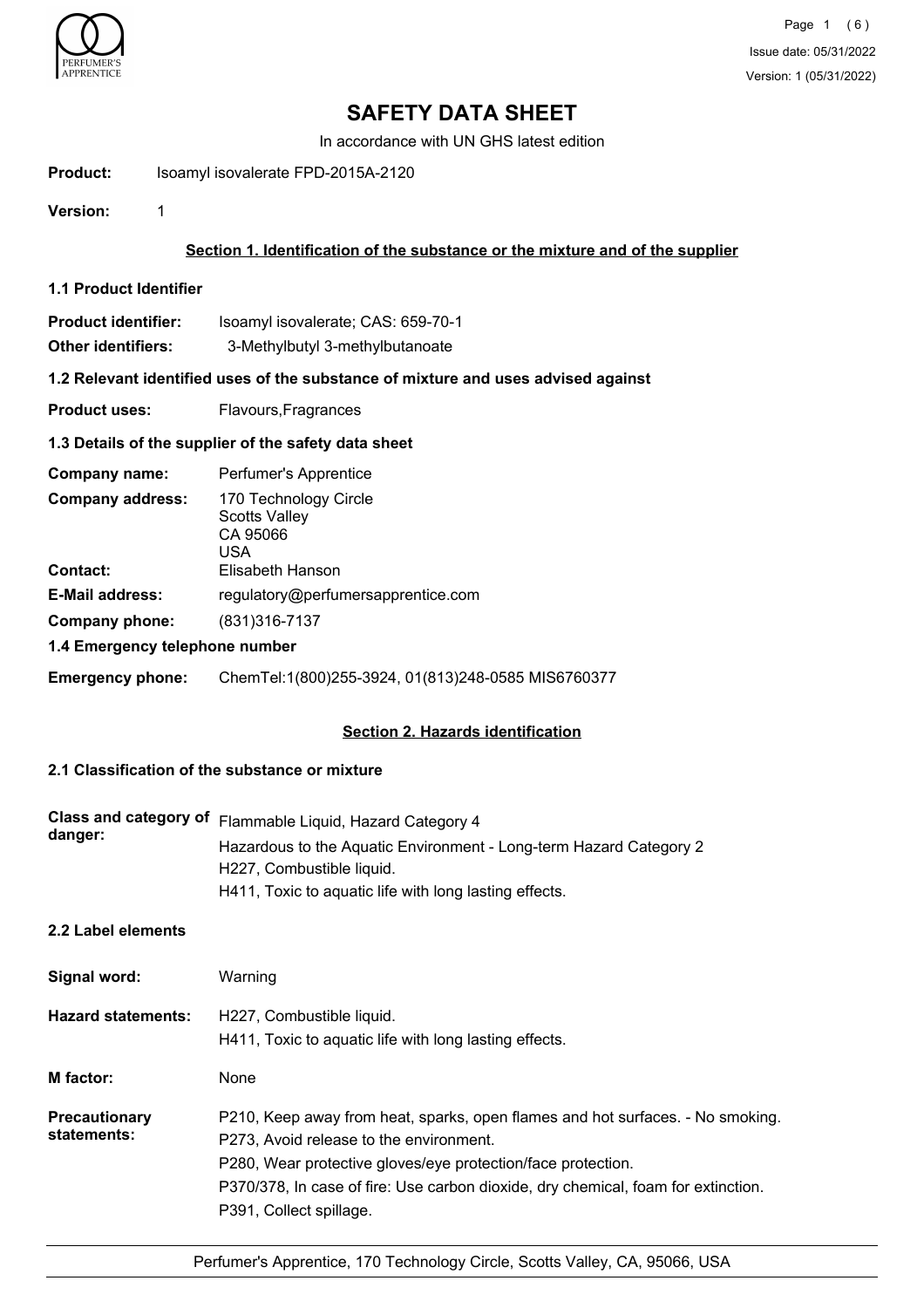# SAFETY DATA SHEET

In accordance with UN GHS latest edition

**Product:** Isoamyl isovalerate FPD-2015A-2120

**Version:** 1

## Section 1. Identification of the substance or the mixture and of the supplier

### 1.1 Product Identifier

**Product identifier:** Isoamyl isovalerate; CAS: 659-70-1

**Other identifiers:** 3-Methylbutyl 3-methylbutanoate

### 1.2 Relevant identified uses of the substance of mixture and uses advised against

**Product uses:** Flavours,Fragrances

### 1.3 Details of the supplier of the safety data sheet

**Company name:** Perfumer's Apprentice

**Company address:** 170 Technology Circle
Scotts Valley
CA 95066
USA

**Contact:** Elisabeth Hanson

**E-Mail address:** regulatory@perfumersapprentice.com

**Company phone:** (831)316-7137

### 1.4 Emergency telephone number

**Emergency phone:** ChemTel:1(800)255-3924, 01(813)248-0585 MIS6760377

## Section 2. Hazards identification

### 2.1 Classification of the substance or mixture

**Class and category of danger:** Flammable Liquid, Hazard Category 4
Hazardous to the Aquatic Environment - Long-term Hazard Category 2
H227, Combustible liquid.
H411, Toxic to aquatic life with long lasting effects.

### 2.2 Label elements

**Signal word:** Warning

**Hazard statements:** H227, Combustible liquid.
H411, Toxic to aquatic life with long lasting effects.

**M factor:** None

**Precautionary statements:** P210, Keep away from heat, sparks, open flames and hot surfaces. - No smoking.
P273, Avoid release to the environment.
P280, Wear protective gloves/eye protection/face protection.
P370/378, In case of fire: Use carbon dioxide, dry chemical, foam for extinction.
P391, Collect spillage.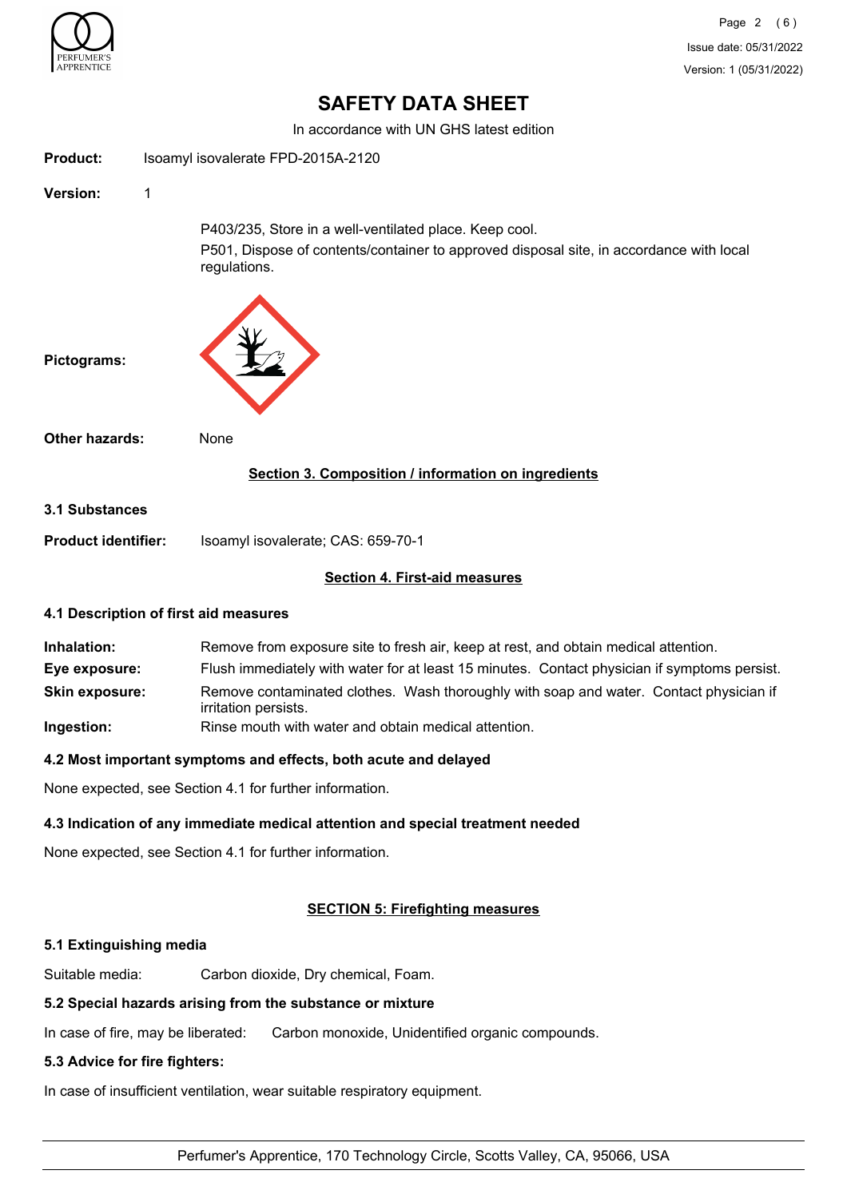# SAFETY DATA SHEET

In accordance with UN GHS latest edition

**Product:** Isoamyl isovalerate FPD-2015A-2120

**Version:** 1

P403/235, Store in a well-ventilated place. Keep cool.

P501, Dispose of contents/container to approved disposal site, in accordance with local regulations.

**Pictograms:**

**Other hazards:** None

## Section 3. Composition / information on ingredients

### 3.1 Substances

**Product identifier:** Isoamyl isovalerate; CAS: 659-70-1

## Section 4. First-aid measures

### 4.1 Description of first aid measures

**Inhalation:** Remove from exposure site to fresh air, keep at rest, and obtain medical attention.

**Eye exposure:** Flush immediately with water for at least 15 minutes. Contact physician if symptoms persist.

**Skin exposure:** Remove contaminated clothes. Wash thoroughly with soap and water. Contact physician if irritation persists.

**Ingestion:** Rinse mouth with water and obtain medical attention.

### 4.2 Most important symptoms and effects, both acute and delayed

None expected, see Section 4.1 for further information.

### 4.3 Indication of any immediate medical attention and special treatment needed

None expected, see Section 4.1 for further information.

## SECTION 5: Firefighting measures

### 5.1 Extinguishing media

Suitable media: Carbon dioxide, Dry chemical, Foam.

### 5.2 Special hazards arising from the substance or mixture

In case of fire, may be liberated: Carbon monoxide, Unidentified organic compounds.

### 5.3 Advice for fire fighters:

In case of insufficient ventilation, wear suitable respiratory equipment.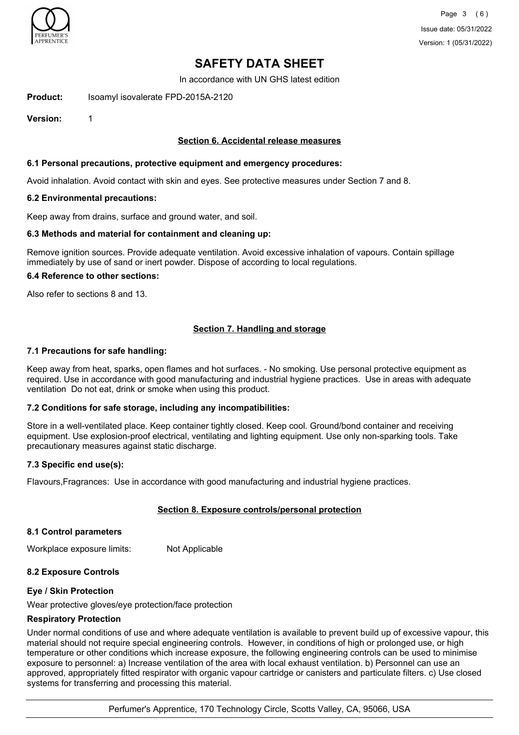# SAFETY DATA SHEET

In accordance with UN GHS latest edition

**Product:** Isoamyl isovalerate FPD-2015A-2120

**Version:** 1

## Section 6. Accidental release measures

### 6.1 Personal precautions, protective equipment and emergency procedures:

Avoid inhalation. Avoid contact with skin and eyes. See protective measures under Section 7 and 8.

### 6.2 Environmental precautions:

Keep away from drains, surface and ground water, and soil.

### 6.3 Methods and material for containment and cleaning up:

Remove ignition sources. Provide adequate ventilation. Avoid excessive inhalation of vapours. Contain spillage immediately by use of sand or inert powder. Dispose of according to local regulations.

### 6.4 Reference to other sections:

Also refer to sections 8 and 13.

## Section 7. Handling and storage

### 7.1 Precautions for safe handling:

Keep away from heat, sparks, open flames and hot surfaces. - No smoking. Use personal protective equipment as required. Use in accordance with good manufacturing and industrial hygiene practices. Use in areas with adequate ventilation Do not eat, drink or smoke when using this product.

### 7.2 Conditions for safe storage, including any incompatibilities:

Store in a well-ventilated place. Keep container tightly closed. Keep cool. Ground/bond container and receiving equipment. Use explosion-proof electrical, ventilating and lighting equipment. Use only non-sparking tools. Take precautionary measures against static discharge.

### 7.3 Specific end use(s):

Flavours,Fragrances: Use in accordance with good manufacturing and industrial hygiene practices.

## Section 8. Exposure controls/personal protection

### 8.1 Control parameters

Workplace exposure limits: Not Applicable

### 8.2 Exposure Controls

#### Eye / Skin Protection

Wear protective gloves/eye protection/face protection

#### Respiratory Protection

Under normal conditions of use and where adequate ventilation is available to prevent build up of excessive vapour, this material should not require special engineering controls. However, in conditions of high or prolonged use, or high temperature or other conditions which increase exposure, the following engineering controls can be used to minimise exposure to personnel: a) Increase ventilation of the area with local exhaust ventilation. b) Personnel can use an approved, appropriately fitted respirator with organic vapour cartridge or canisters and particulate filters. c) Use closed systems for transferring and processing this material.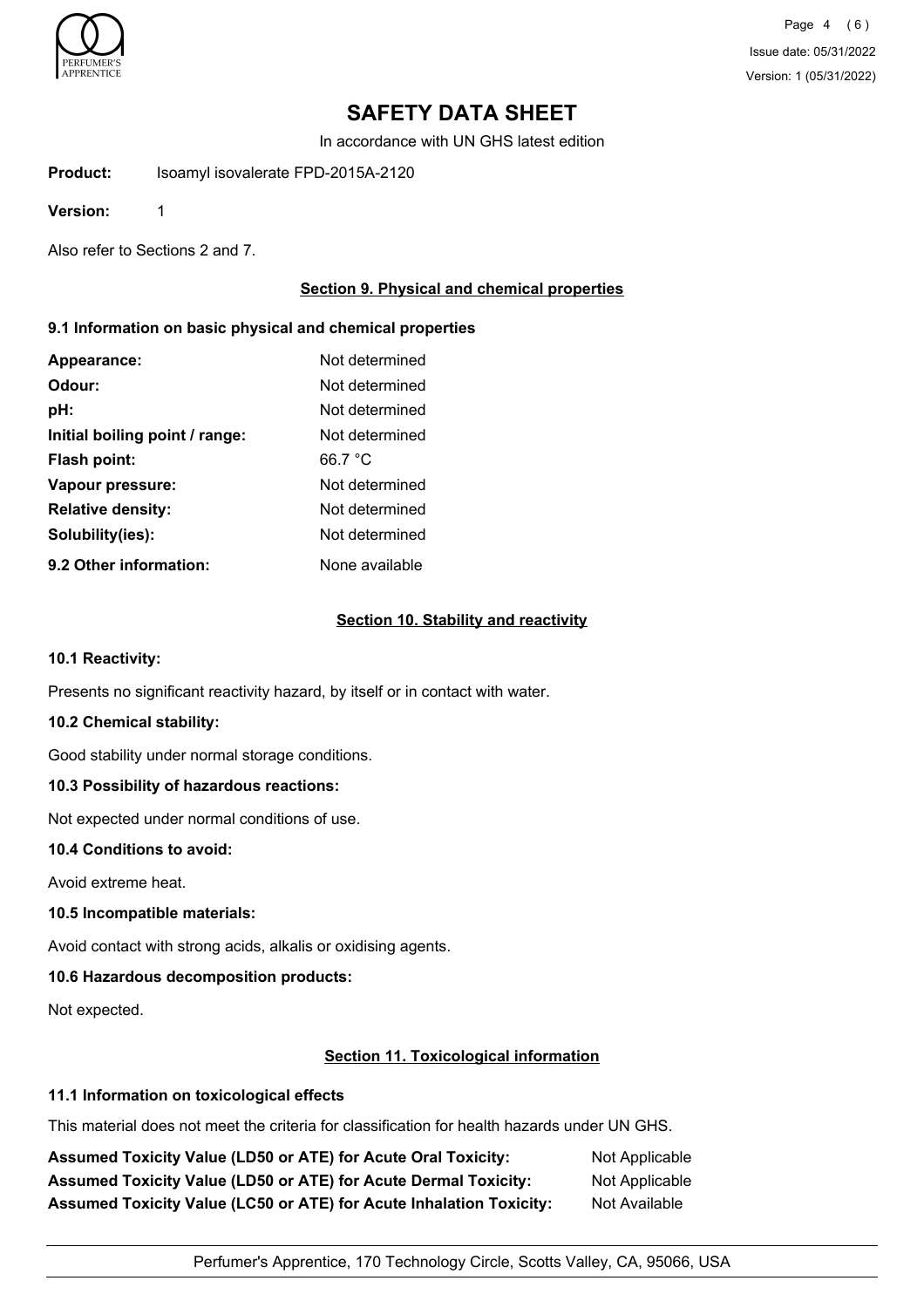# SAFETY DATA SHEET

In accordance with UN GHS latest edition

**Product:** Isoamyl isovalerate FPD-2015A-2120

**Version:** 1

Also refer to Sections 2 and 7.

## Section 9. Physical and chemical properties

### 9.1 Information on basic physical and chemical properties

| | |
|---|---|
| **Appearance:** | Not determined |
| **Odour:** | Not determined |
| **pH:** | Not determined |
| **Initial boiling point / range:** | Not determined |
| **Flash point:** | 66.7 °C |
| **Vapour pressure:** | Not determined |
| **Relative density:** | Not determined |
| **Solubility(ies):** | Not determined |
| **9.2 Other information:** | None available |

## Section 10. Stability and reactivity

### 10.1 Reactivity:

Presents no significant reactivity hazard, by itself or in contact with water.

### 10.2 Chemical stability:

Good stability under normal storage conditions.

### 10.3 Possibility of hazardous reactions:

Not expected under normal conditions of use.

### 10.4 Conditions to avoid:

Avoid extreme heat.

### 10.5 Incompatible materials:

Avoid contact with strong acids, alkalis or oxidising agents.

### 10.6 Hazardous decomposition products:

Not expected.

## Section 11. Toxicological information

### 11.1 Information on toxicological effects

This material does not meet the criteria for classification for health hazards under UN GHS.

| | |
|---|---|
| **Assumed Toxicity Value (LD50 or ATE) for Acute Oral Toxicity:** | Not Applicable |
| **Assumed Toxicity Value (LD50 or ATE) for Acute Dermal Toxicity:** | Not Applicable |
| **Assumed Toxicity Value (LC50 or ATE) for Acute Inhalation Toxicity:** | Not Available |

Perfumer's Apprentice, 170 Technology Circle, Scotts Valley, CA, 95066, USA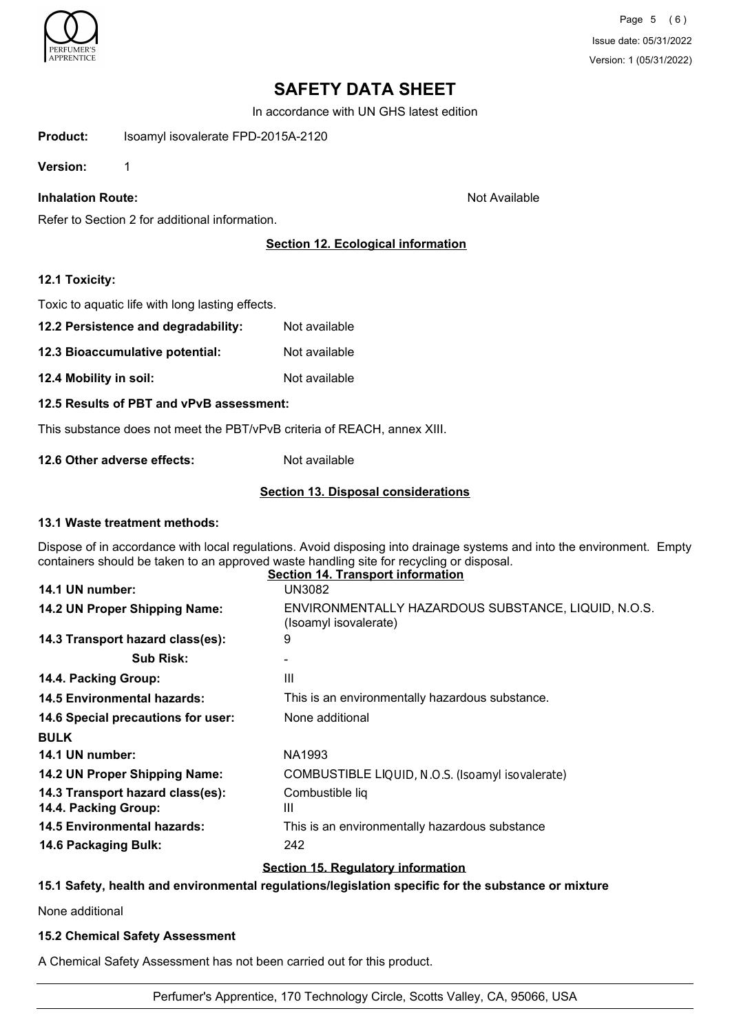**Product:** Isoamyl isovalerate FPD-2015A-2120

**Version:** 1

**Inhalation Route:** Not Available

Refer to Section 2 for additional information.

## Section 12. Ecological information

**12.1 Toxicity:**

Toxic to aquatic life with long lasting effects.

**12.2 Persistence and degradability:** Not available

**12.3 Bioaccumulative potential:** Not available

**12.4 Mobility in soil:** Not available

**12.5 Results of PBT and vPvB assessment:**

This substance does not meet the PBT/vPvB criteria of REACH, annex XIII.

**12.6 Other adverse effects:** Not available

## Section 13. Disposal considerations

**13.1 Waste treatment methods:**

Dispose of in accordance with local regulations. Avoid disposing into drainage systems and into the environment. Empty containers should be taken to an approved waste handling site for recycling or disposal.

## Section 14. Transport information

| | |
|---|---|
| **14.1 UN number:** | UN3082 |
| **14.2 UN Proper Shipping Name:** | ENVIRONMENTALLY HAZARDOUS SUBSTANCE, LIQUID, N.O.S. (Isoamyl isovalerate) |
| **14.3 Transport hazard class(es):** | 9 |
| **Sub Risk:** | - |
| **14.4. Packing Group:** | III |
| **14.5 Environmental hazards:** | This is an environmentally hazardous substance. |
| **14.6 Special precautions for user:** | None additional |
| **BULK** | |
| **14.1 UN number:** | NA1993 |
| **14.2 UN Proper Shipping Name:** | COMBUSTIBLE LIQUID, N.O.S. (Isoamyl isovalerate) |
| **14.3 Transport hazard class(es):** | Combustible liq |
| **14.4. Packing Group:** | III |
| **14.5 Environmental hazards:** | This is an environmentally hazardous substance |
| **14.6 Packaging Bulk:** | 242 |

## Section 15. Regulatory information

**15.1 Safety, health and environmental regulations/legislation specific for the substance or mixture**

None additional

**15.2 Chemical Safety Assessment**

A Chemical Safety Assessment has not been carried out for this product.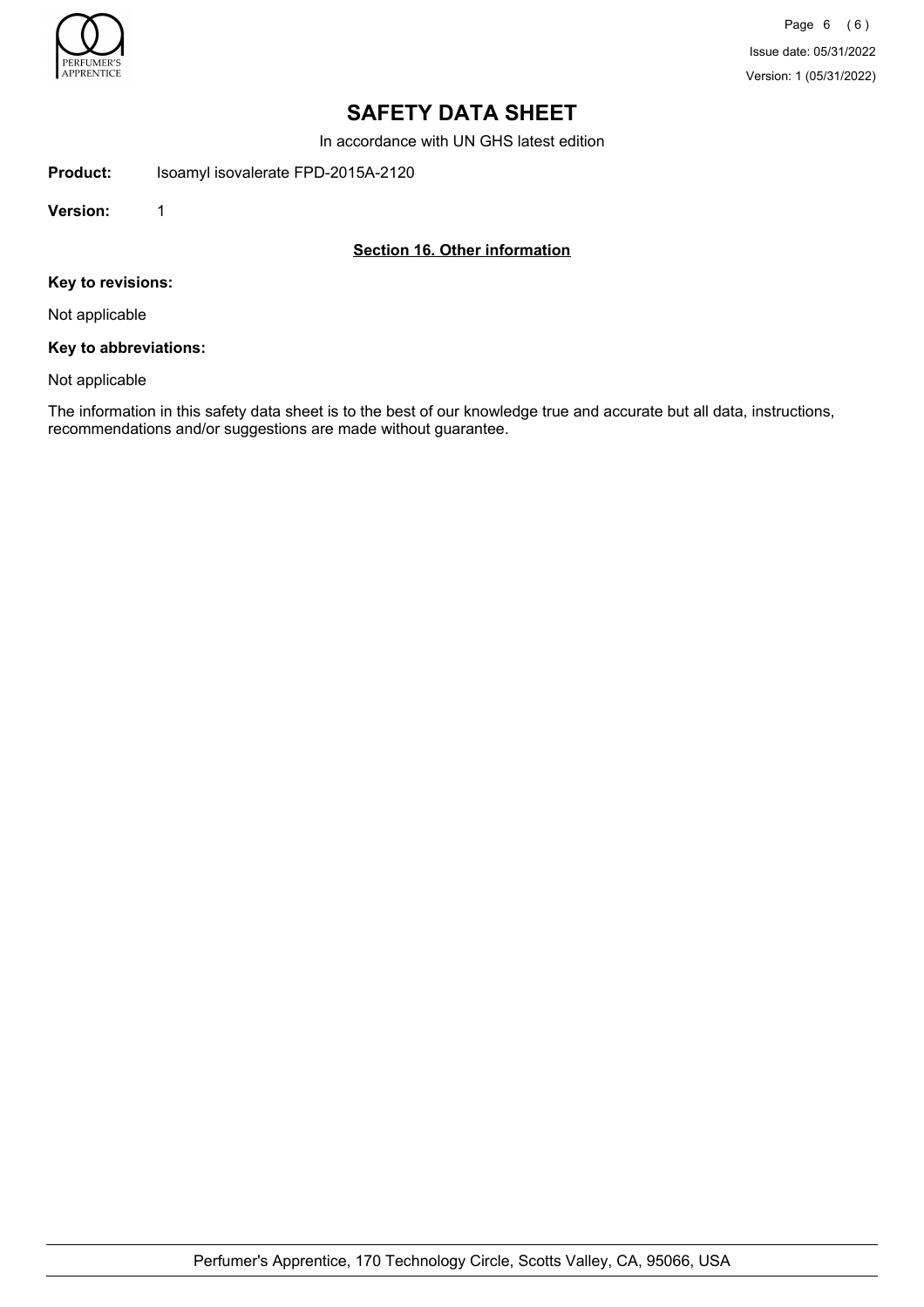# SAFETY DATA SHEET

In accordance with UN GHS latest edition

**Product:** Isoamyl isovalerate FPD-2015A-2120

**Version:** 1

## Section 16. Other information

**Key to revisions:**

Not applicable

**Key to abbreviations:**

Not applicable

The information in this safety data sheet is to the best of our knowledge true and accurate but all data, instructions, recommendations and/or suggestions are made without guarantee.